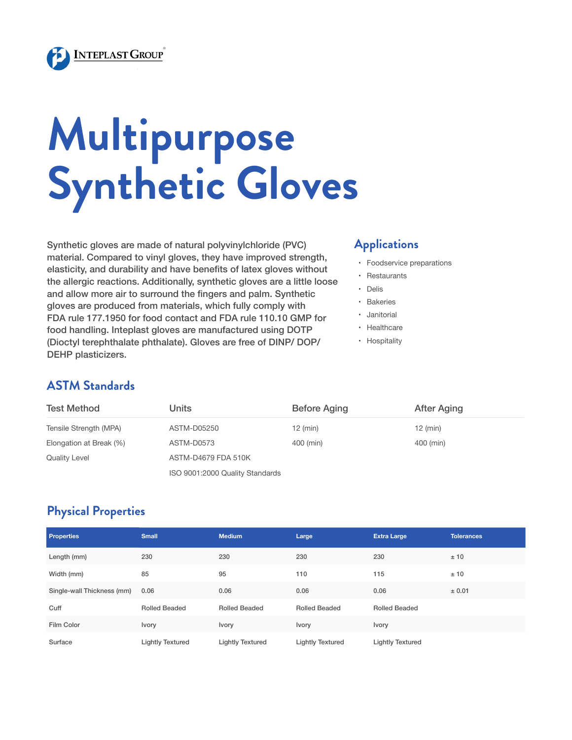**INTEPLAST GROUP®**

# Multipurpose Synthetic Gloves

Synthetic gloves are made of natural polyvinylchloride (PVC) material. Compared to vinyl gloves, they have improved strength, elasticity, and durability and have benefits of latex gloves without the allergic reactions. Additionally, synthetic gloves are a little loose and allow more air to surround the fingers and palm. Synthetic gloves are produced from materials, which fully comply with FDA rule 177.1950 for food contact and FDA rule 110.10 GMP for food handling. Inteplast gloves are manufactured using DOTP (Dioctyl terephthalate phthalate). Gloves are free of DINP/ DOP/ DEHP plasticizers.

## Applications

- Foodservice preparations
- Restaurants
- Delis
- Bakeries
- Janitorial
- Healthcare
- Hospitality

## ASTM Standards

| Test Method | Units | Before Aging | After Aging |
|---|---|---|---|
| Tensile Strength (MPA) | ASTM-D05250 | 12 (min) | 12 (min) |
| Elongation at Break (%) | ASTM-D0573 | 400 (min) | 400 (min) |
| Quality Level | ASTM-D4679 FDA 510K | | |
| | ISO 9001:2000 Quality Standards | | |

## Physical Properties

| Properties | Small | Medium | Large | Extra Large | Tolerances |
|---|---|---|---|---|---|
| Length (mm) | 230 | 230 | 230 | 230 | ± 10 |
| Width (mm) | 85 | 95 | 110 | 115 | ± 10 |
| Single-wall Thickness (mm) | 0.06 | 0.06 | 0.06 | 0.06 | ± 0.01 |
| Cuff | Rolled Beaded | Rolled Beaded | Rolled Beaded | Rolled Beaded | |
| Film Color | Ivory | Ivory | Ivory | Ivory | |
| Surface | Lightly Textured | Lightly Textured | Lightly Textured | Lightly Textured | |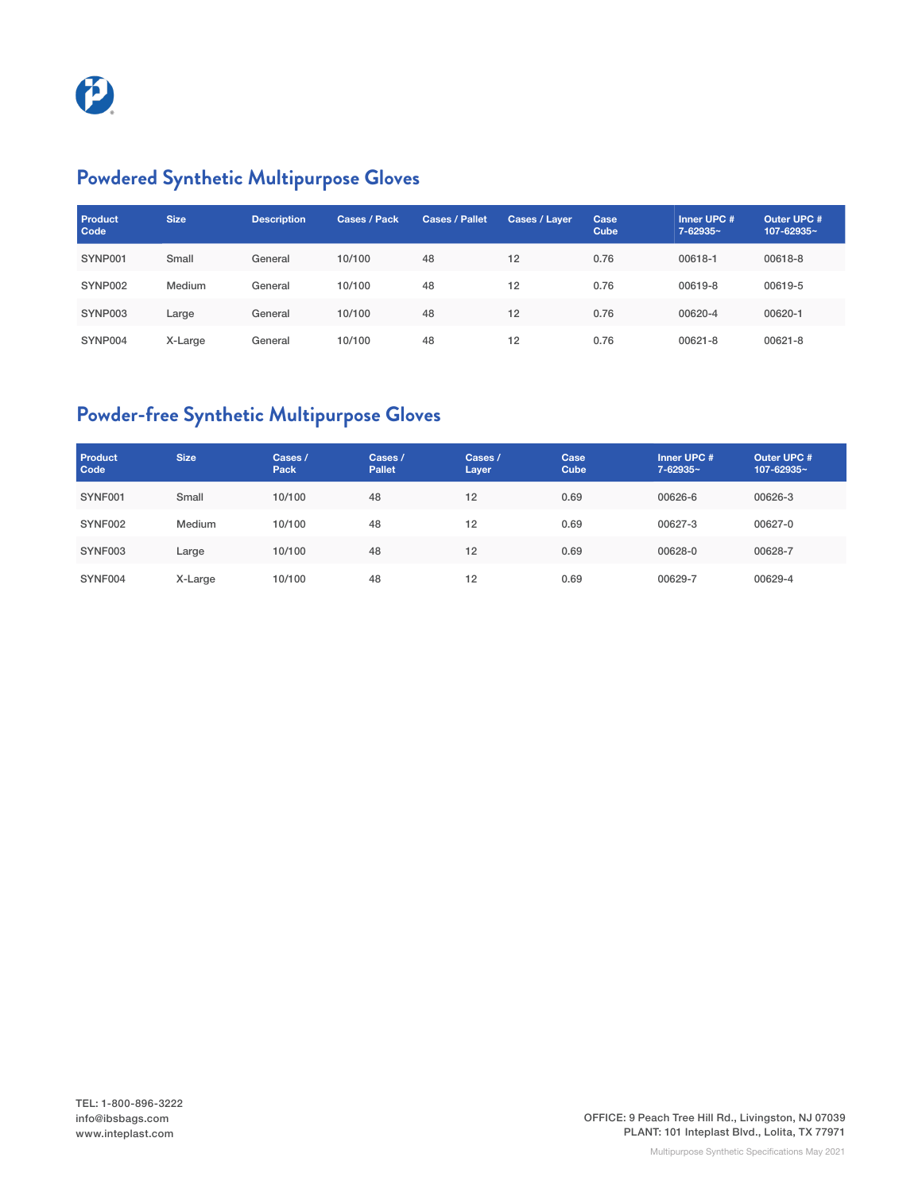## Powdered Synthetic Multipurpose Gloves

| Product Code | Size | Description | Cases / Pack | Cases / Pallet | Cases / Layer | Case Cube | Inner UPC # 7-62935~ | Outer UPC # 107-62935~ |
|---|---|---|---|---|---|---|---|---|
| SYNP001 | Small | General | 10/100 | 48 | 12 | 0.76 | 00618-1 | 00618-8 |
| SYNP002 | Medium | General | 10/100 | 48 | 12 | 0.76 | 00619-8 | 00619-5 |
| SYNP003 | Large | General | 10/100 | 48 | 12 | 0.76 | 00620-4 | 00620-1 |
| SYNP004 | X-Large | General | 10/100 | 48 | 12 | 0.76 | 00621-8 | 00621-8 |

## Powder-free Synthetic Multipurpose Gloves

| Product Code | Size | Cases / Pack | Cases / Pallet | Cases / Layer | Case Cube | Inner UPC # 7-62935~ | Outer UPC # 107-62935~ |
|---|---|---|---|---|---|---|---|
| SYNF001 | Small | 10/100 | 48 | 12 | 0.69 | 00626-6 | 00626-3 |
| SYNF002 | Medium | 10/100 | 48 | 12 | 0.69 | 00627-3 | 00627-0 |
| SYNF003 | Large | 10/100 | 48 | 12 | 0.69 | 00628-0 | 00628-7 |
| SYNF004 | X-Large | 10/100 | 48 | 12 | 0.69 | 00629-7 | 00629-4 |

TEL: 1-800-896-3222
info@ibsbags.com
www.inteplast.com

OFFICE: 9 Peach Tree Hill Rd., Livingston, NJ 07039
PLANT: 101 Inteplast Blvd., Lolita, TX 77971

Multipurpose Synthetic Specifications May 2021